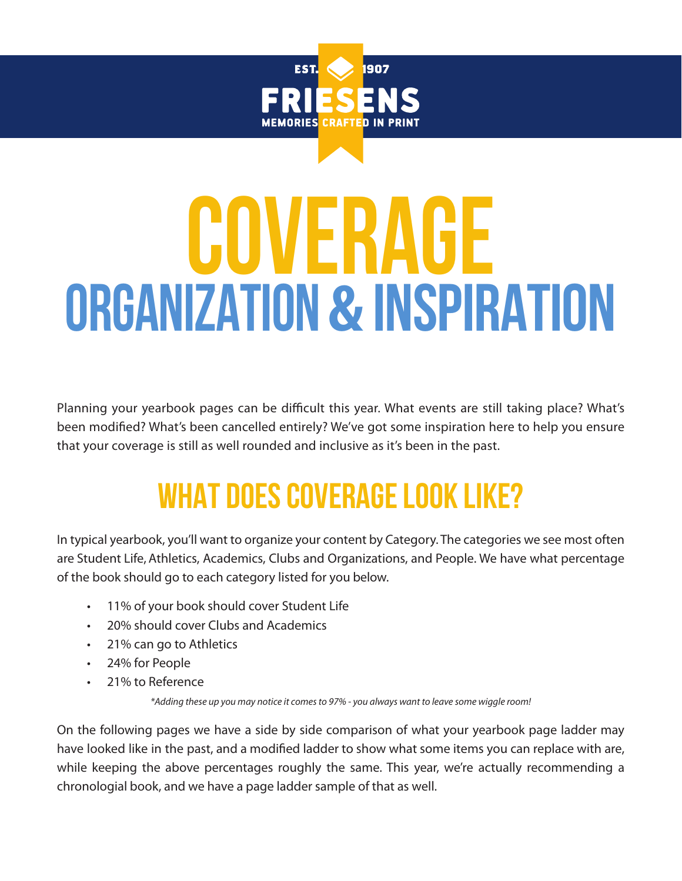EST. 1907
FRIESENS
MEMORIES CRAFTED IN PRINT

# COVERAGE
# ORGANIZATION & INSPIRATION

Planning your yearbook pages can be difficult this year. What events are still taking place? What's been modified? What's been cancelled entirely? We've got some inspiration here to help you ensure that your coverage is still as well rounded and inclusive as it's been in the past.

## WHAT DOES COVERAGE LOOK LIKE?

In typical yearbook, you'll want to organize your content by Category. The categories we see most often are Student Life, Athletics, Academics, Clubs and Organizations, and People. We have what percentage of the book should go to each category listed for you below.

- 11% of your book should cover Student Life
- 20% should cover Clubs and Academics
- 21% can go to Athletics
- 24% for People
- 21% to Reference

*\*Adding these up you may notice it comes to 97% - you always want to leave some wiggle room!*

On the following pages we have a side by side comparison of what your yearbook page ladder may have looked like in the past, and a modified ladder to show what some items you can replace with are, while keeping the above percentages roughly the same. This year, we're actually recommending a chronologial book, and we have a page ladder sample of that as well.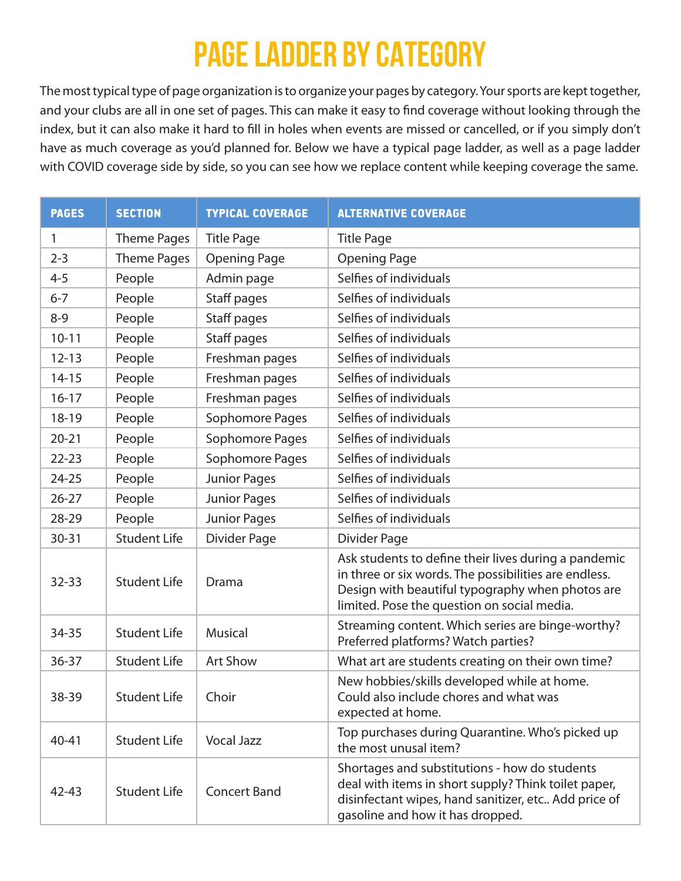# PAGE LADDER BY CATEGORY

The most typical type of page organization is to organize your pages by category. Your sports are kept together, and your clubs are all in one set of pages. This can make it easy to find coverage without looking through the index, but it can also make it hard to fill in holes when events are missed or cancelled, or if you simply don't have as much coverage as you'd planned for. Below we have a typical page ladder, as well as a page ladder with COVID coverage side by side, so you can see how we replace content while keeping coverage the same.

| PAGES | SECTION | TYPICAL COVERAGE | ALTERNATIVE COVERAGE |
|---|---|---|---|
| 1 | Theme Pages | Title Page | Title Page |
| 2-3 | Theme Pages | Opening Page | Opening Page |
| 4-5 | People | Admin page | Selfies of individuals |
| 6-7 | People | Staff pages | Selfies of individuals |
| 8-9 | People | Staff pages | Selfies of individuals |
| 10-11 | People | Staff pages | Selfies of individuals |
| 12-13 | People | Freshman pages | Selfies of individuals |
| 14-15 | People | Freshman pages | Selfies of individuals |
| 16-17 | People | Freshman pages | Selfies of individuals |
| 18-19 | People | Sophomore Pages | Selfies of individuals |
| 20-21 | People | Sophomore Pages | Selfies of individuals |
| 22-23 | People | Sophomore Pages | Selfies of individuals |
| 24-25 | People | Junior Pages | Selfies of individuals |
| 26-27 | People | Junior Pages | Selfies of individuals |
| 28-29 | People | Junior Pages | Selfies of individuals |
| 30-31 | Student Life | Divider Page | Divider Page |
| 32-33 | Student Life | Drama | Ask students to define their lives during a pandemic in three or six words. The possibilities are endless. Design with beautiful typography when photos are limited. Pose the question on social media. |
| 34-35 | Student Life | Musical | Streaming content. Which series are binge-worthy? Preferred platforms? Watch parties? |
| 36-37 | Student Life | Art Show | What art are students creating on their own time? |
| 38-39 | Student Life | Choir | New hobbies/skills developed while at home. Could also include chores and what was expected at home. |
| 40-41 | Student Life | Vocal Jazz | Top purchases during Quarantine. Who's picked up the most unusal item? |
| 42-43 | Student Life | Concert Band | Shortages and substitutions - how do students deal with items in short supply? Think toilet paper, disinfectant wipes, hand sanitizer, etc.. Add price of gasoline and how it has dropped. |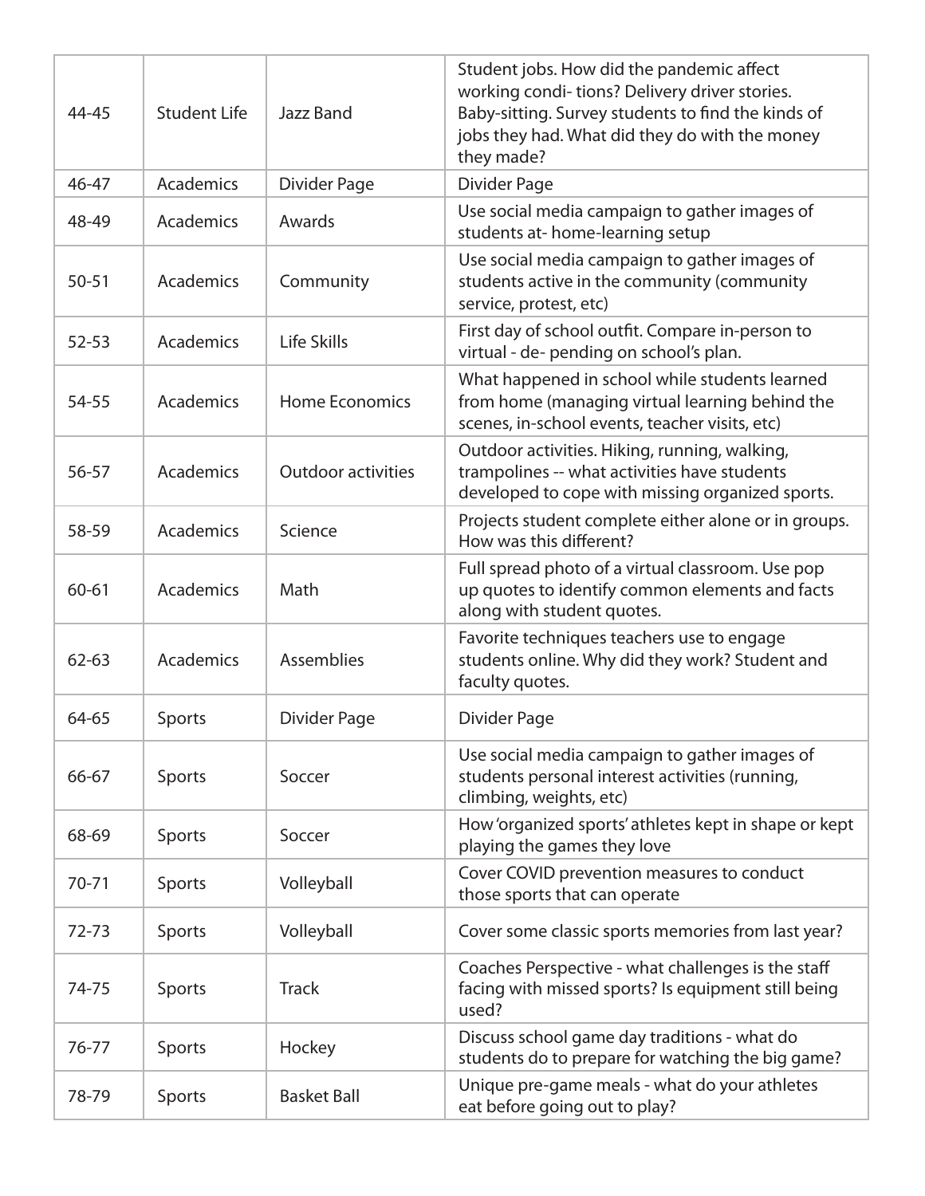| | | | |
|---|---|---|---|
| 44-45 | Student Life | Jazz Band | Student jobs. How did the pandemic affect working condi- tions? Delivery driver stories. Baby-sitting. Survey students to find the kinds of jobs they had. What did they do with the money they made? |
| 46-47 | Academics | Divider Page | Divider Page |
| 48-49 | Academics | Awards | Use social media campaign to gather images of students at- home-learning setup |
| 50-51 | Academics | Community | Use social media campaign to gather images of students active in the community (community service, protest, etc) |
| 52-53 | Academics | Life Skills | First day of school outfit. Compare in-person to virtual - de- pending on school's plan. |
| 54-55 | Academics | Home Economics | What happened in school while students learned from home (managing virtual learning behind the scenes, in-school events, teacher visits, etc) |
| 56-57 | Academics | Outdoor activities | Outdoor activities. Hiking, running, walking, trampolines -- what activities have students developed to cope with missing organized sports. |
| 58-59 | Academics | Science | Projects student complete either alone or in groups. How was this different? |
| 60-61 | Academics | Math | Full spread photo of a virtual classroom. Use pop up quotes to identify common elements and facts along with student quotes. |
| 62-63 | Academics | Assemblies | Favorite techniques teachers use to engage students online. Why did they work? Student and faculty quotes. |
| 64-65 | Sports | Divider Page | Divider Page |
| 66-67 | Sports | Soccer | Use social media campaign to gather images of students personal interest activities (running, climbing, weights, etc) |
| 68-69 | Sports | Soccer | How 'organized sports' athletes kept in shape or kept playing the games they love |
| 70-71 | Sports | Volleyball | Cover COVID prevention measures to conduct those sports that can operate |
| 72-73 | Sports | Volleyball | Cover some classic sports memories from last year? |
| 74-75 | Sports | Track | Coaches Perspective - what challenges is the staff facing with missed sports? Is equipment still being used? |
| 76-77 | Sports | Hockey | Discuss school game day traditions - what do students do to prepare for watching the big game? |
| 78-79 | Sports | Basket Ball | Unique pre-game meals - what do your athletes eat before going out to play? |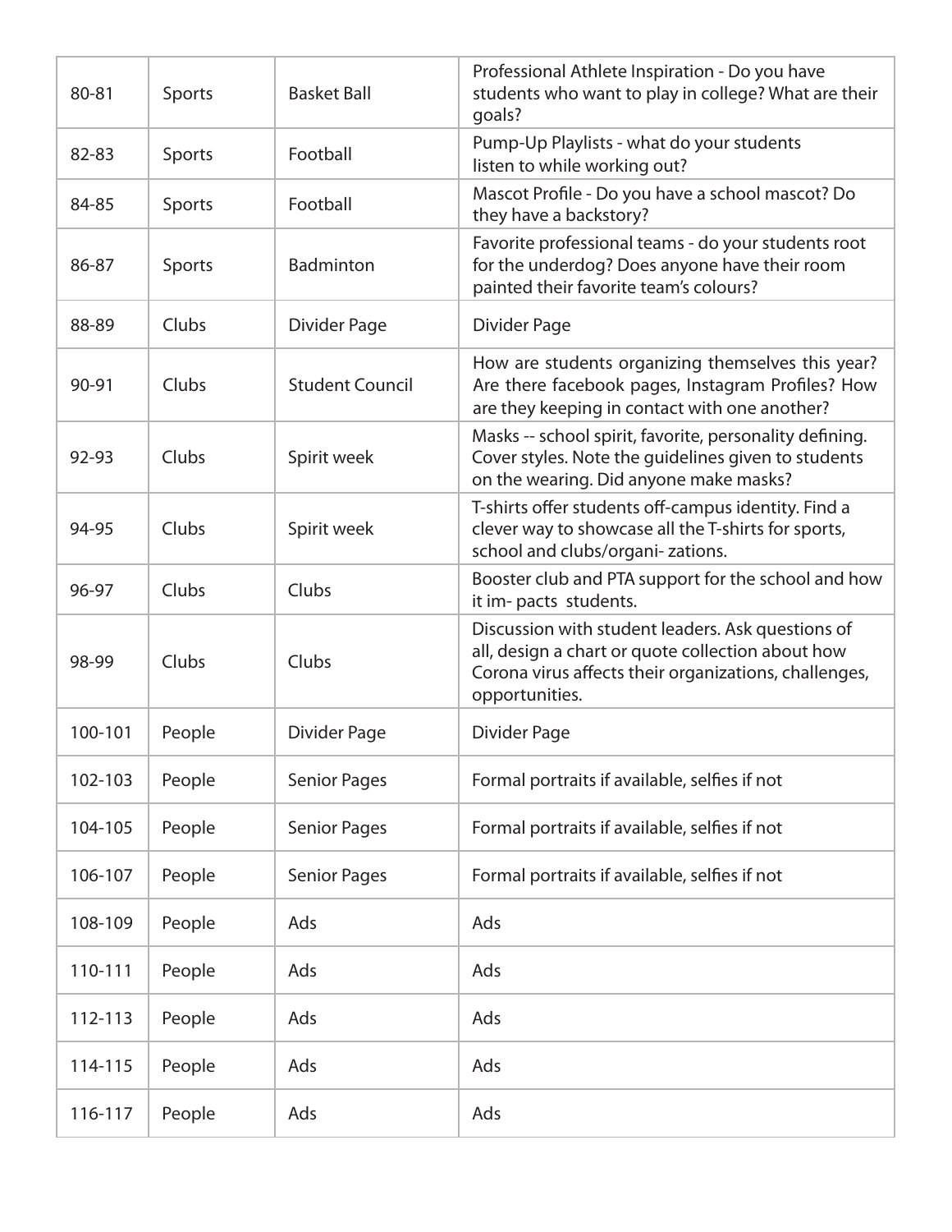| | | | |
|---|---|---|---|
| 80-81 | Sports | Basket Ball | Professional Athlete Inspiration - Do you have students who want to play in college? What are their goals? |
| 82-83 | Sports | Football | Pump-Up Playlists - what do your students listen to while working out? |
| 84-85 | Sports | Football | Mascot Profile - Do you have a school mascot? Do they have a backstory? |
| 86-87 | Sports | Badminton | Favorite professional teams - do your students root for the underdog? Does anyone have their room painted their favorite team's colours? |
| 88-89 | Clubs | Divider Page | Divider Page |
| 90-91 | Clubs | Student Council | How are students organizing themselves this year? Are there facebook pages, Instagram Profiles? How are they keeping in contact with one another? |
| 92-93 | Clubs | Spirit week | Masks -- school spirit, favorite, personality defining. Cover styles. Note the guidelines given to students on the wearing. Did anyone make masks? |
| 94-95 | Clubs | Spirit week | T-shirts offer students off-campus identity. Find a clever way to showcase all the T-shirts for sports, school and clubs/organi- zations. |
| 96-97 | Clubs | Clubs | Booster club and PTA support for the school and how it im- pacts students. |
| 98-99 | Clubs | Clubs | Discussion with student leaders. Ask questions of all, design a chart or quote collection about how Corona virus affects their organizations, challenges, opportunities. |
| 100-101 | People | Divider Page | Divider Page |
| 102-103 | People | Senior Pages | Formal portraits if available, selfies if not |
| 104-105 | People | Senior Pages | Formal portraits if available, selfies if not |
| 106-107 | People | Senior Pages | Formal portraits if available, selfies if not |
| 108-109 | People | Ads | Ads |
| 110-111 | People | Ads | Ads |
| 112-113 | People | Ads | Ads |
| 114-115 | People | Ads | Ads |
| 116-117 | People | Ads | Ads |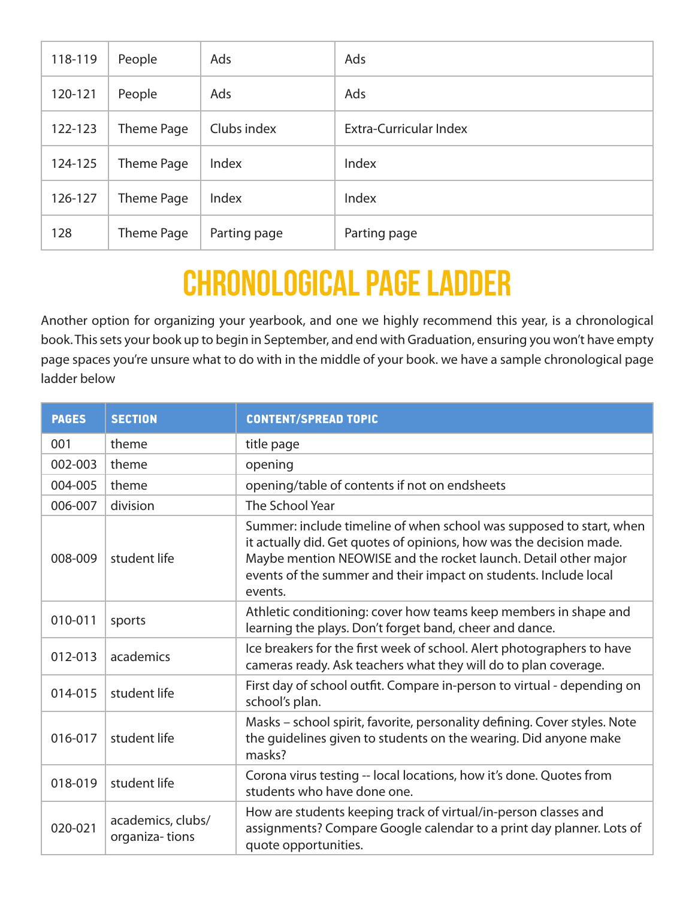| | | | |
|---|---|---|---|
| 118-119 | People | Ads | Ads |
| 120-121 | People | Ads | Ads |
| 122-123 | Theme Page | Clubs index | Extra-Curricular Index |
| 124-125 | Theme Page | Index | Index |
| 126-127 | Theme Page | Index | Index |
| 128 | Theme Page | Parting page | Parting page |

# CHRONOLOGICAL PAGE LADDER

Another option for organizing your yearbook, and one we highly recommend this year, is a chronological book. This sets your book up to begin in September, and end with Graduation, ensuring you won't have empty page spaces you're unsure what to do with in the middle of your book. we have a sample chronological page ladder below

| PAGES | SECTION | CONTENT/SPREAD TOPIC |
|---|---|---|
| 001 | theme | title page |
| 002-003 | theme | opening |
| 004-005 | theme | opening/table of contents if not on endsheets |
| 006-007 | division | The School Year |
| 008-009 | student life | Summer: include timeline of when school was supposed to start, when it actually did. Get quotes of opinions, how was the decision made. Maybe mention NEOWISE and the rocket launch. Detail other major events of the summer and their impact on students. Include local events. |
| 010-011 | sports | Athletic conditioning: cover how teams keep members in shape and learning the plays. Don't forget band, cheer and dance. |
| 012-013 | academics | Ice breakers for the first week of school. Alert photographers to have cameras ready. Ask teachers what they will do to plan coverage. |
| 014-015 | student life | First day of school outfit. Compare in-person to virtual - depending on school's plan. |
| 016-017 | student life | Masks – school spirit, favorite, personality defining. Cover styles. Note the guidelines given to students on the wearing. Did anyone make masks? |
| 018-019 | student life | Corona virus testing -- local locations, how it's done. Quotes from students who have done one. |
| 020-021 | academics, clubs/ organiza- tions | How are students keeping track of virtual/in-person classes and assignments? Compare Google calendar to a print day planner. Lots of quote opportunities. |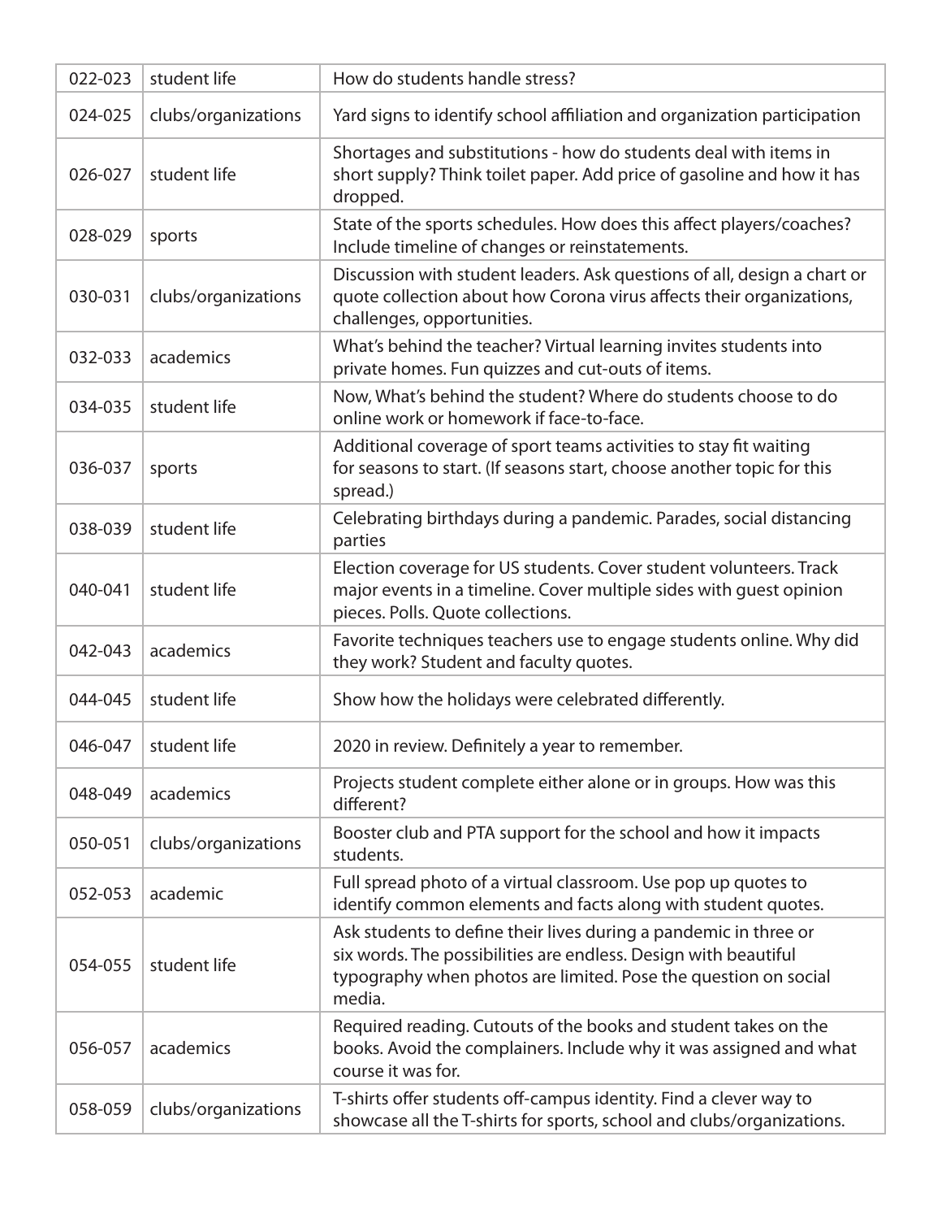| | | |
|---|---|---|
| 022-023 | student life | How do students handle stress? |
| 024-025 | clubs/organizations | Yard signs to identify school affiliation and organization participation |
| 026-027 | student life | Shortages and substitutions - how do students deal with items in short supply? Think toilet paper. Add price of gasoline and how it has dropped. |
| 028-029 | sports | State of the sports schedules. How does this affect players/coaches? Include timeline of changes or reinstatements. |
| 030-031 | clubs/organizations | Discussion with student leaders. Ask questions of all, design a chart or quote collection about how Corona virus affects their organizations, challenges, opportunities. |
| 032-033 | academics | What's behind the teacher? Virtual learning invites students into private homes. Fun quizzes and cut-outs of items. |
| 034-035 | student life | Now, What's behind the student? Where do students choose to do online work or homework if face-to-face. |
| 036-037 | sports | Additional coverage of sport teams activities to stay fit waiting for seasons to start. (If seasons start, choose another topic for this spread.) |
| 038-039 | student life | Celebrating birthdays during a pandemic. Parades, social distancing parties |
| 040-041 | student life | Election coverage for US students. Cover student volunteers. Track major events in a timeline. Cover multiple sides with guest opinion pieces. Polls. Quote collections. |
| 042-043 | academics | Favorite techniques teachers use to engage students online. Why did they work? Student and faculty quotes. |
| 044-045 | student life | Show how the holidays were celebrated differently. |
| 046-047 | student life | 2020 in review. Definitely a year to remember. |
| 048-049 | academics | Projects student complete either alone or in groups. How was this different? |
| 050-051 | clubs/organizations | Booster club and PTA support for the school and how it impacts students. |
| 052-053 | academic | Full spread photo of a virtual classroom. Use pop up quotes to identify common elements and facts along with student quotes. |
| 054-055 | student life | Ask students to define their lives during a pandemic in three or six words. The possibilities are endless. Design with beautiful typography when photos are limited. Pose the question on social media. |
| 056-057 | academics | Required reading. Cutouts of the books and student takes on the books. Avoid the complainers. Include why it was assigned and what course it was for. |
| 058-059 | clubs/organizations | T-shirts offer students off-campus identity. Find a clever way to showcase all the T-shirts for sports, school and clubs/organizations. |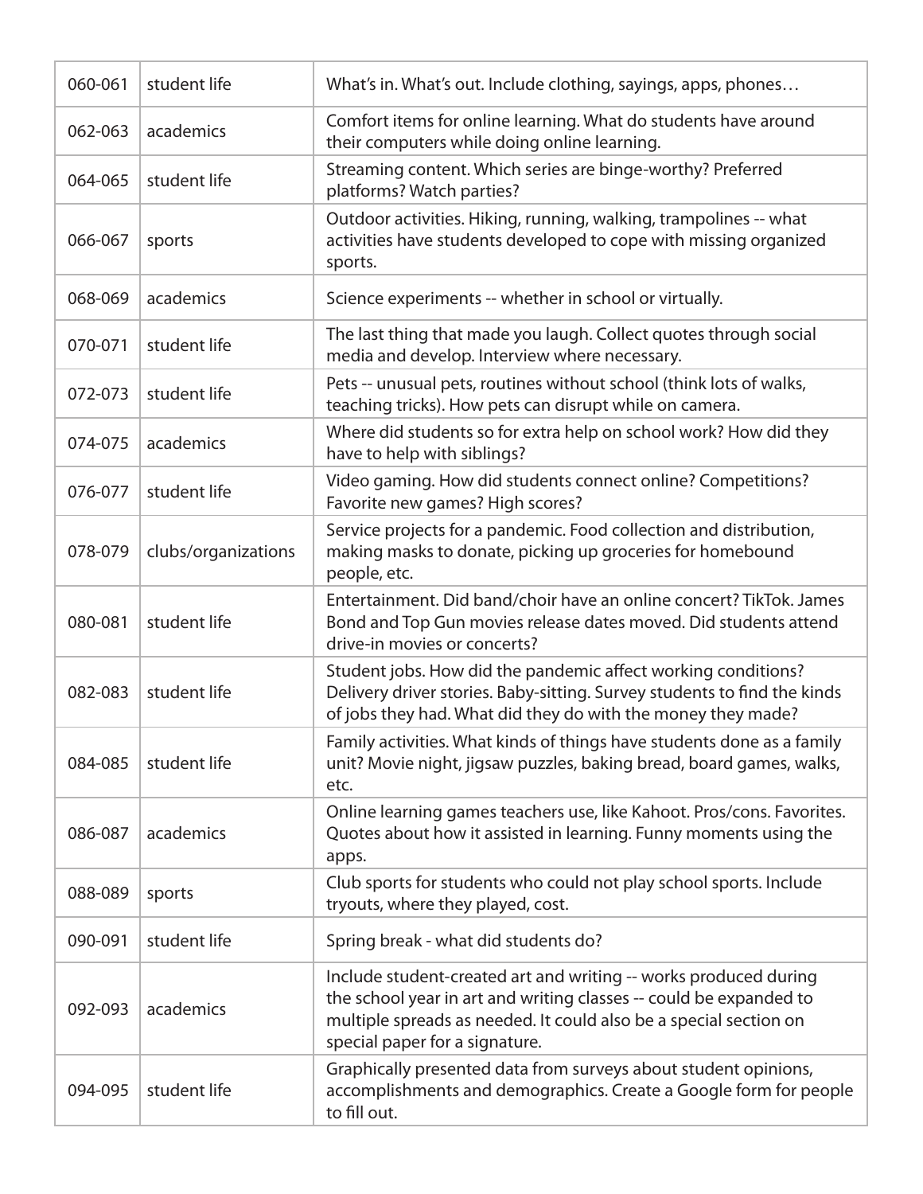| | | |
|---|---|---|
| 060-061 | student life | What's in. What's out. Include clothing, sayings, apps, phones… |
| 062-063 | academics | Comfort items for online learning. What do students have around their computers while doing online learning. |
| 064-065 | student life | Streaming content. Which series are binge-worthy? Preferred platforms? Watch parties? |
| 066-067 | sports | Outdoor activities. Hiking, running, walking, trampolines -- what activities have students developed to cope with missing organized sports. |
| 068-069 | academics | Science experiments -- whether in school or virtually. |
| 070-071 | student life | The last thing that made you laugh. Collect quotes through social media and develop. Interview where necessary. |
| 072-073 | student life | Pets -- unusual pets, routines without school (think lots of walks, teaching tricks). How pets can disrupt while on camera. |
| 074-075 | academics | Where did students so for extra help on school work? How did they have to help with siblings? |
| 076-077 | student life | Video gaming. How did students connect online? Competitions? Favorite new games? High scores? |
| 078-079 | clubs/organizations | Service projects for a pandemic. Food collection and distribution, making masks to donate, picking up groceries for homebound people, etc. |
| 080-081 | student life | Entertainment. Did band/choir have an online concert? TikTok. James Bond and Top Gun movies release dates moved. Did students attend drive-in movies or concerts? |
| 082-083 | student life | Student jobs. How did the pandemic affect working conditions? Delivery driver stories. Baby-sitting. Survey students to find the kinds of jobs they had. What did they do with the money they made? |
| 084-085 | student life | Family activities. What kinds of things have students done as a family unit? Movie night, jigsaw puzzles, baking bread, board games, walks, etc. |
| 086-087 | academics | Online learning games teachers use, like Kahoot. Pros/cons. Favorites. Quotes about how it assisted in learning. Funny moments using the apps. |
| 088-089 | sports | Club sports for students who could not play school sports. Include tryouts, where they played, cost. |
| 090-091 | student life | Spring break - what did students do? |
| 092-093 | academics | Include student-created art and writing -- works produced during the school year in art and writing classes -- could be expanded to multiple spreads as needed. It could also be a special section on special paper for a signature. |
| 094-095 | student life | Graphically presented data from surveys about student opinions, accomplishments and demographics. Create a Google form for people to fill out. |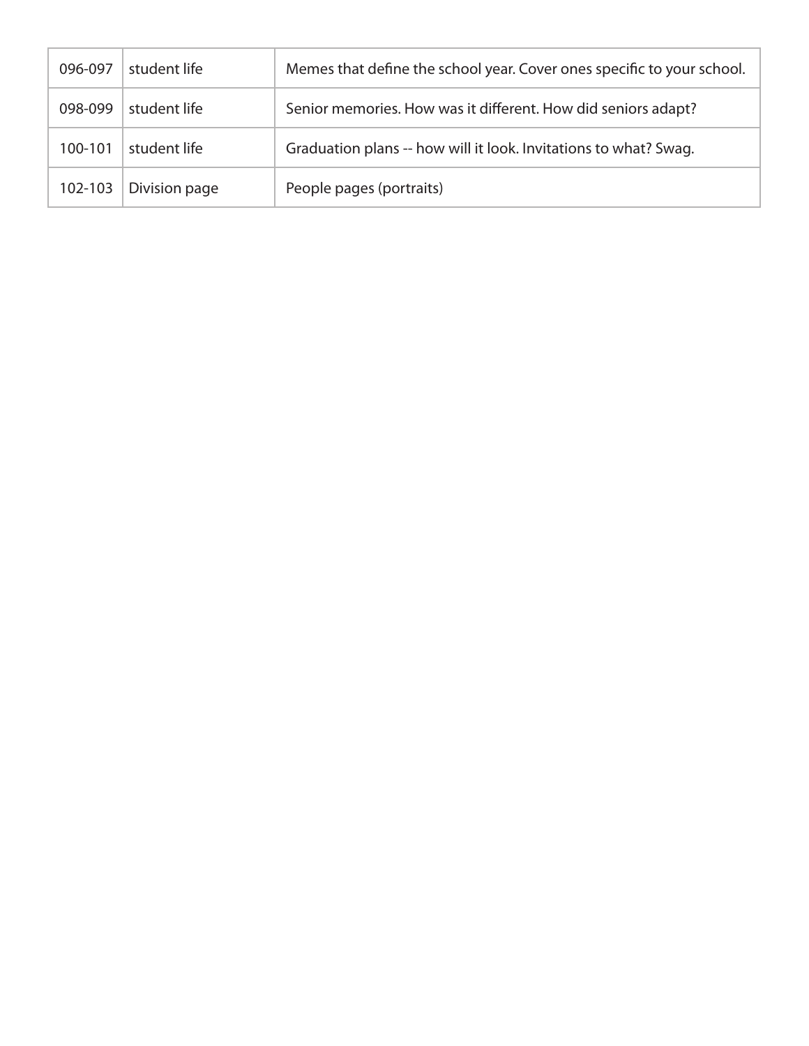| | | |
|---|---|---|
| 096-097 | student life | Memes that define the school year. Cover ones specific to your school. |
| 098-099 | student life | Senior memories. How was it different. How did seniors adapt? |
| 100-101 | student life | Graduation plans -- how will it look. Invitations to what? Swag. |
| 102-103 | Division page | People pages (portraits) |